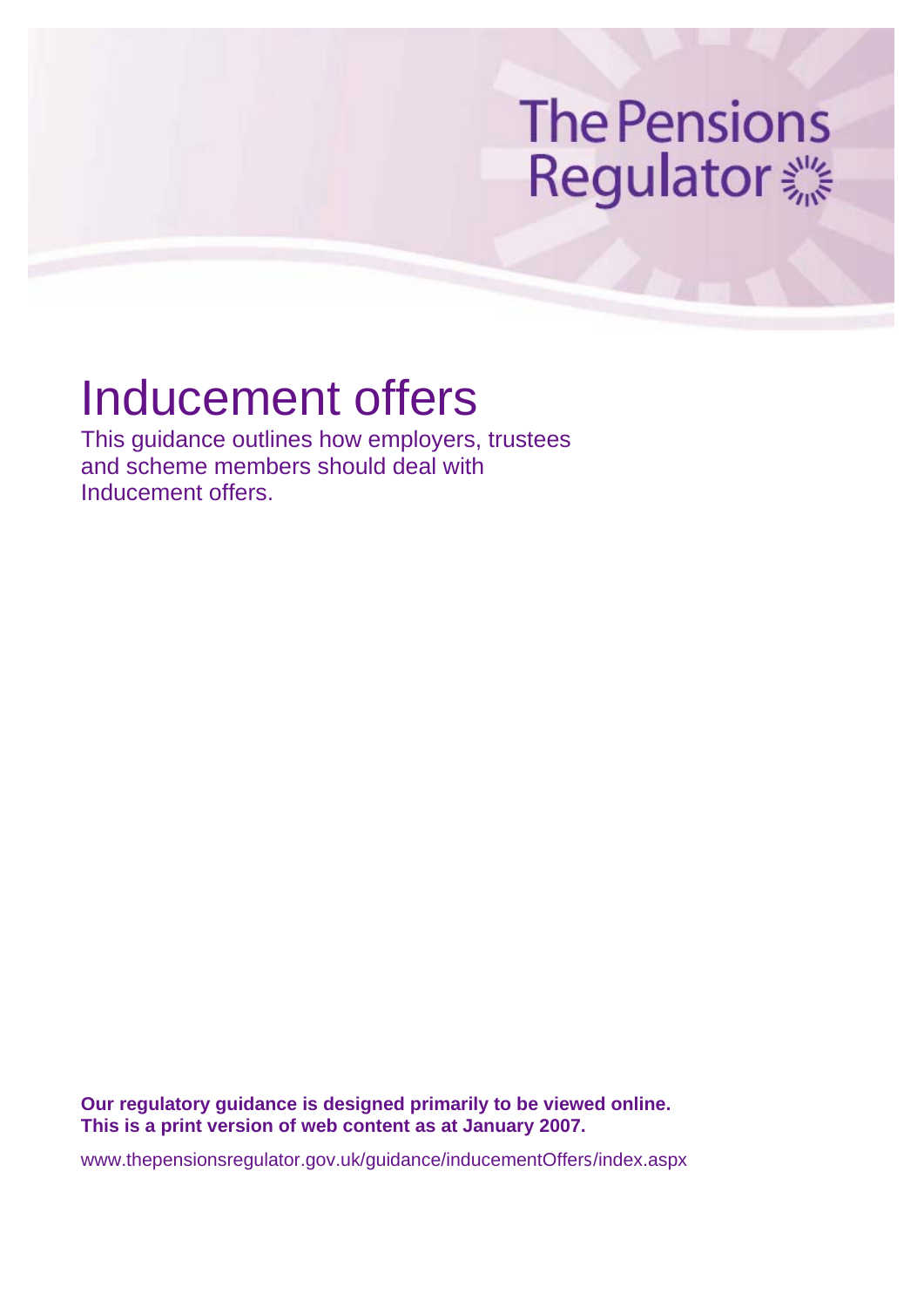The Pensions Regulator

# Inducement offers

This guidance outlines how employers, trustees and scheme members should deal with Inducement offers.

**Our regulatory guidance is designed primarily to be viewed online. This is a print version of web content as at January 2007.**

www.thepensionsregulator.gov.uk/guidance/inducementOffers/index.aspx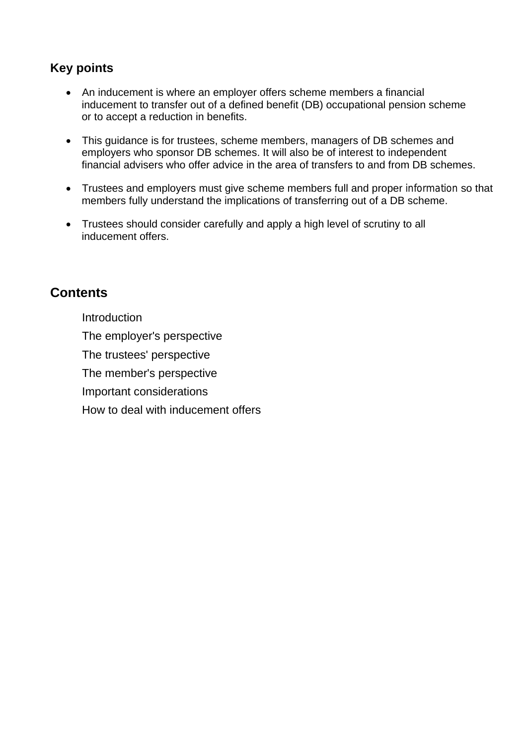## Key points

- An inducement is where an employer offers scheme members a financial inducement to transfer out of a defined benefit (DB) occupational pension scheme or to accept a reduction in benefits.
- This guidance is for trustees, scheme members, managers of DB schemes and employers who sponsor DB schemes. It will also be of interest to independent financial advisers who offer advice in the area of transfers to and from DB schemes.
- Trustees and employers must give scheme members full and proper information so that members fully understand the implications of transferring out of a DB scheme.
- Trustees should consider carefully and apply a high level of scrutiny to all inducement offers.

## Contents

Introduction

The employer's perspective

The trustees' perspective

The member's perspective

Important considerations

How to deal with inducement offers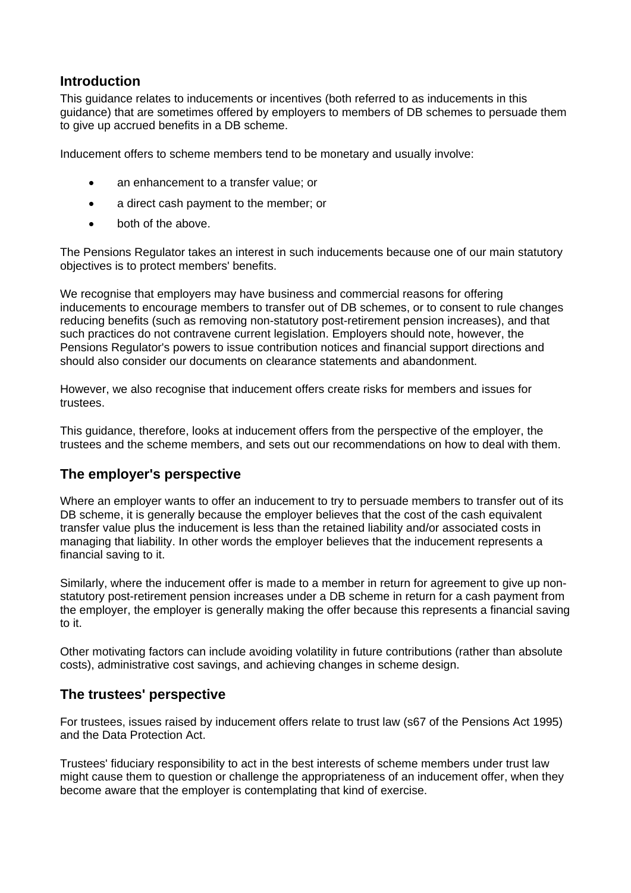## Introduction

This guidance relates to inducements or incentives (both referred to as inducements in this guidance) that are sometimes offered by employers to members of DB schemes to persuade them to give up accrued benefits in a DB scheme.

Inducement offers to scheme members tend to be monetary and usually involve:

- an enhancement to a transfer value; or
- a direct cash payment to the member; or
- both of the above.

The Pensions Regulator takes an interest in such inducements because one of our main statutory objectives is to protect members' benefits.

We recognise that employers may have business and commercial reasons for offering inducements to encourage members to transfer out of DB schemes, or to consent to rule changes reducing benefits (such as removing non-statutory post-retirement pension increases), and that such practices do not contravene current legislation. Employers should note, however, the Pensions Regulator's powers to issue contribution notices and financial support directions and should also consider our documents on clearance statements and abandonment.

However, we also recognise that inducement offers create risks for members and issues for trustees.

This guidance, therefore, looks at inducement offers from the perspective of the employer, the trustees and the scheme members, and sets out our recommendations on how to deal with them.

## The employer's perspective

Where an employer wants to offer an inducement to try to persuade members to transfer out of its DB scheme, it is generally because the employer believes that the cost of the cash equivalent transfer value plus the inducement is less than the retained liability and/or associated costs in managing that liability. In other words the employer believes that the inducement represents a financial saving to it.

Similarly, where the inducement offer is made to a member in return for agreement to give up non-statutory post-retirement pension increases under a DB scheme in return for a cash payment from the employer, the employer is generally making the offer because this represents a financial saving to it.

Other motivating factors can include avoiding volatility in future contributions (rather than absolute costs), administrative cost savings, and achieving changes in scheme design.

## The trustees' perspective

For trustees, issues raised by inducement offers relate to trust law (s67 of the Pensions Act 1995) and the Data Protection Act.

Trustees' fiduciary responsibility to act in the best interests of scheme members under trust law might cause them to question or challenge the appropriateness of an inducement offer, when they become aware that the employer is contemplating that kind of exercise.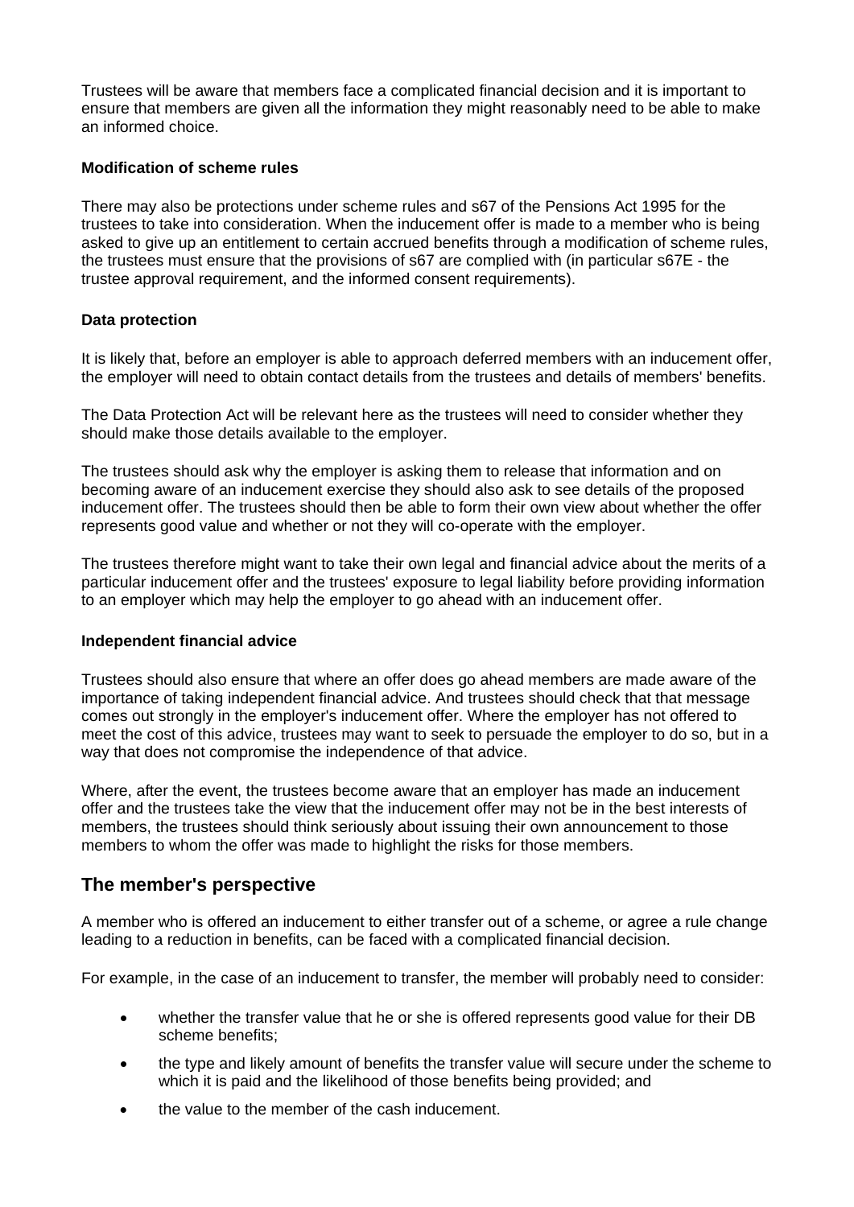Trustees will be aware that members face a complicated financial decision and it is important to ensure that members are given all the information they might reasonably need to be able to make an informed choice.

**Modification of scheme rules**

There may also be protections under scheme rules and s67 of the Pensions Act 1995 for the trustees to take into consideration. When the inducement offer is made to a member who is being asked to give up an entitlement to certain accrued benefits through a modification of scheme rules, the trustees must ensure that the provisions of s67 are complied with (in particular s67E - the trustee approval requirement, and the informed consent requirements).

**Data protection**

It is likely that, before an employer is able to approach deferred members with an inducement offer, the employer will need to obtain contact details from the trustees and details of members' benefits.

The Data Protection Act will be relevant here as the trustees will need to consider whether they should make those details available to the employer.

The trustees should ask why the employer is asking them to release that information and on becoming aware of an inducement exercise they should also ask to see details of the proposed inducement offer. The trustees should then be able to form their own view about whether the offer represents good value and whether or not they will co-operate with the employer.

The trustees therefore might want to take their own legal and financial advice about the merits of a particular inducement offer and the trustees' exposure to legal liability before providing information to an employer which may help the employer to go ahead with an inducement offer.

**Independent financial advice**

Trustees should also ensure that where an offer does go ahead members are made aware of the importance of taking independent financial advice. And trustees should check that that message comes out strongly in the employer's inducement offer. Where the employer has not offered to meet the cost of this advice, trustees may want to seek to persuade the employer to do so, but in a way that does not compromise the independence of that advice.

Where, after the event, the trustees become aware that an employer has made an inducement offer and the trustees take the view that the inducement offer may not be in the best interests of members, the trustees should think seriously about issuing their own announcement to those members to whom the offer was made to highlight the risks for those members.

## The member's perspective

A member who is offered an inducement to either transfer out of a scheme, or agree a rule change leading to a reduction in benefits, can be faced with a complicated financial decision.

For example, in the case of an inducement to transfer, the member will probably need to consider:

- whether the transfer value that he or she is offered represents good value for their DB scheme benefits;
- the type and likely amount of benefits the transfer value will secure under the scheme to which it is paid and the likelihood of those benefits being provided; and
- the value to the member of the cash inducement.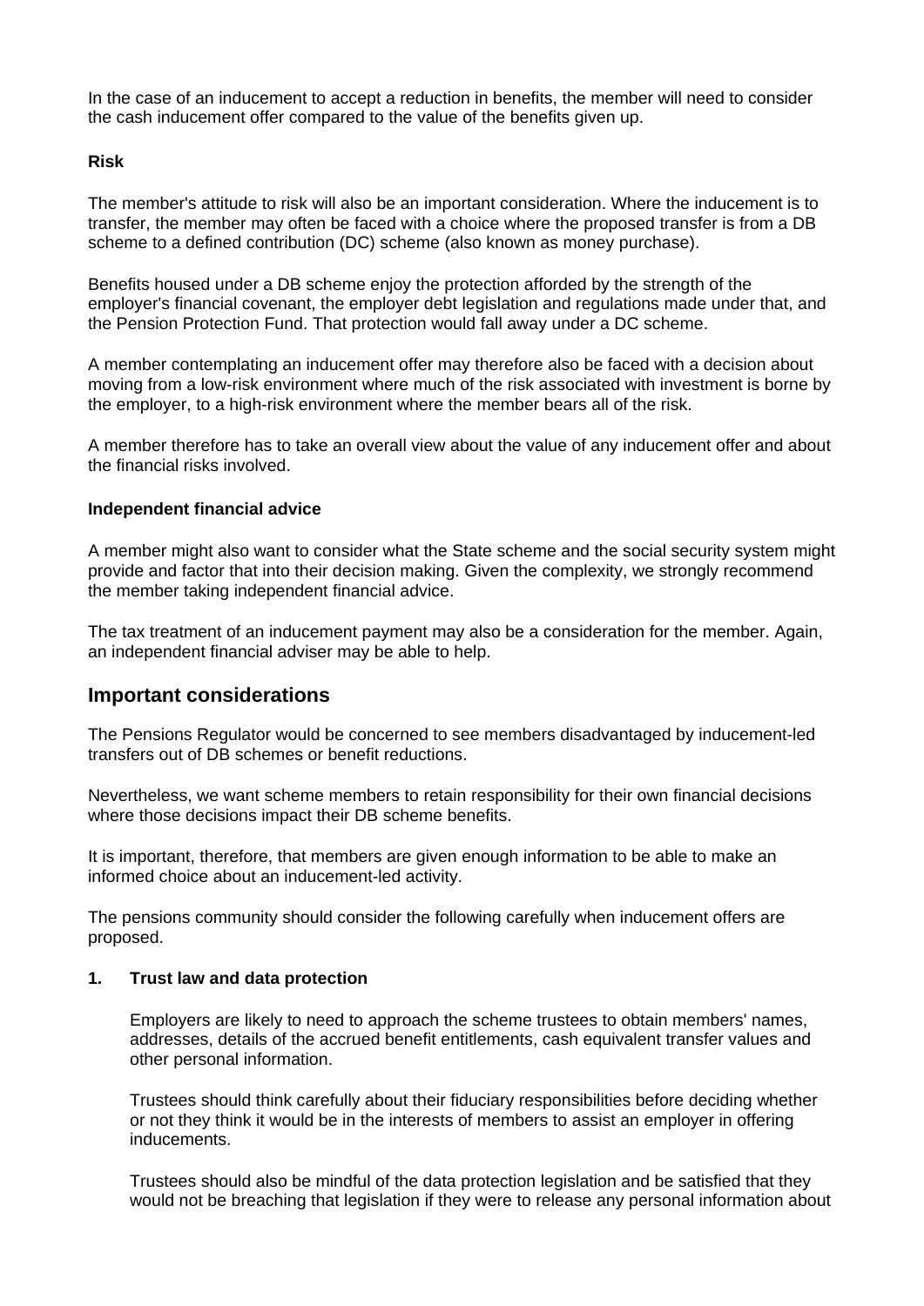In the case of an inducement to accept a reduction in benefits, the member will need to consider the cash inducement offer compared to the value of the benefits given up.

**Risk**

The member's attitude to risk will also be an important consideration. Where the inducement is to transfer, the member may often be faced with a choice where the proposed transfer is from a DB scheme to a defined contribution (DC) scheme (also known as money purchase).

Benefits housed under a DB scheme enjoy the protection afforded by the strength of the employer's financial covenant, the employer debt legislation and regulations made under that, and the Pension Protection Fund. That protection would fall away under a DC scheme.

A member contemplating an inducement offer may therefore also be faced with a decision about moving from a low-risk environment where much of the risk associated with investment is borne by the employer, to a high-risk environment where the member bears all of the risk.

A member therefore has to take an overall view about the value of any inducement offer and about the financial risks involved.

**Independent financial advice**

A member might also want to consider what the State scheme and the social security system might provide and factor that into their decision making. Given the complexity, we strongly recommend the member taking independent financial advice.

The tax treatment of an inducement payment may also be a consideration for the member. Again, an independent financial adviser may be able to help.

## Important considerations

The Pensions Regulator would be concerned to see members disadvantaged by inducement-led transfers out of DB schemes or benefit reductions.

Nevertheless, we want scheme members to retain responsibility for their own financial decisions where those decisions impact their DB scheme benefits.

It is important, therefore, that members are given enough information to be able to make an informed choice about an inducement-led activity.

The pensions community should consider the following carefully when inducement offers are proposed.

**1. Trust law and data protection**

Employers are likely to need to approach the scheme trustees to obtain members' names, addresses, details of the accrued benefit entitlements, cash equivalent transfer values and other personal information.

Trustees should think carefully about their fiduciary responsibilities before deciding whether or not they think it would be in the interests of members to assist an employer in offering inducements.

Trustees should also be mindful of the data protection legislation and be satisfied that they would not be breaching that legislation if they were to release any personal information about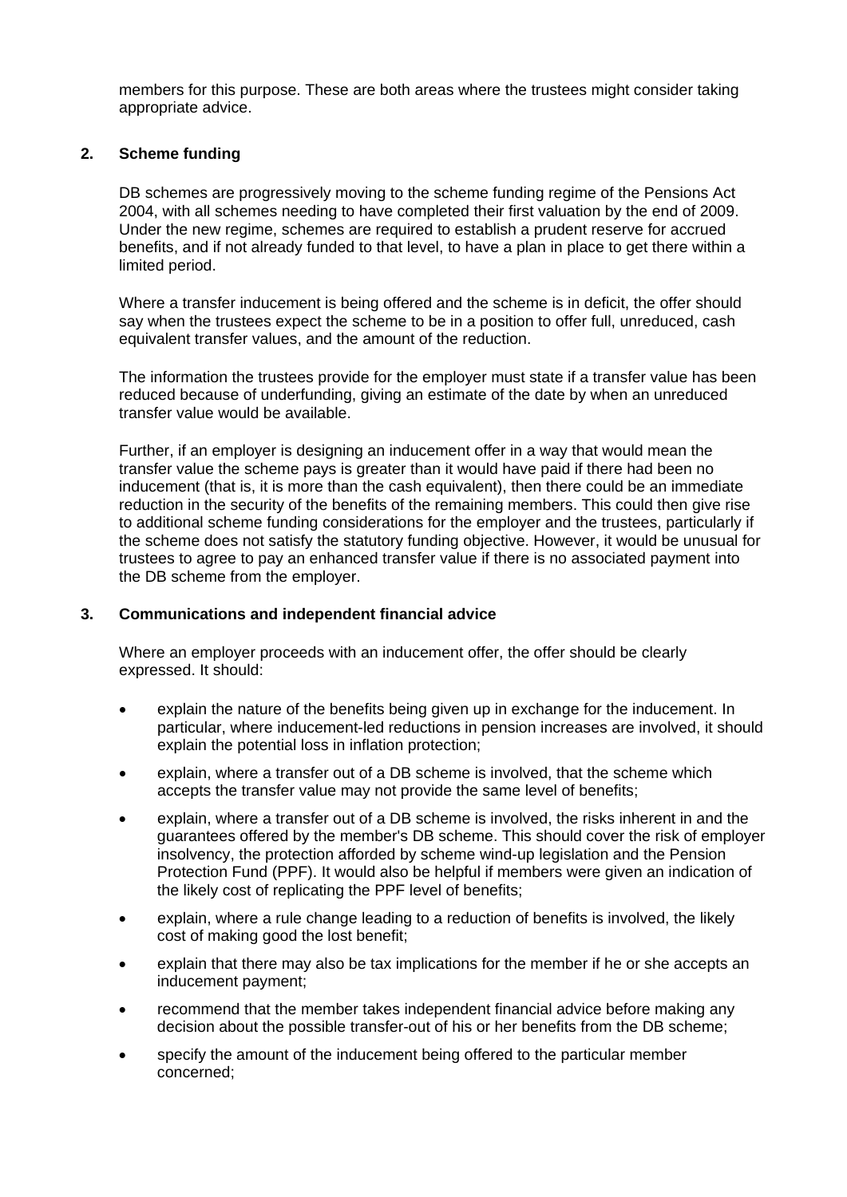members for this purpose. These are both areas where the trustees might consider taking appropriate advice.

## 2. Scheme funding

DB schemes are progressively moving to the scheme funding regime of the Pensions Act 2004, with all schemes needing to have completed their first valuation by the end of 2009. Under the new regime, schemes are required to establish a prudent reserve for accrued benefits, and if not already funded to that level, to have a plan in place to get there within a limited period.

Where a transfer inducement is being offered and the scheme is in deficit, the offer should say when the trustees expect the scheme to be in a position to offer full, unreduced, cash equivalent transfer values, and the amount of the reduction.

The information the trustees provide for the employer must state if a transfer value has been reduced because of underfunding, giving an estimate of the date by when an unreduced transfer value would be available.

Further, if an employer is designing an inducement offer in a way that would mean the transfer value the scheme pays is greater than it would have paid if there had been no inducement (that is, it is more than the cash equivalent), then there could be an immediate reduction in the security of the benefits of the remaining members. This could then give rise to additional scheme funding considerations for the employer and the trustees, particularly if the scheme does not satisfy the statutory funding objective. However, it would be unusual for trustees to agree to pay an enhanced transfer value if there is no associated payment into the DB scheme from the employer.

## 3. Communications and independent financial advice

Where an employer proceeds with an inducement offer, the offer should be clearly expressed. It should:

- explain the nature of the benefits being given up in exchange for the inducement. In particular, where inducement-led reductions in pension increases are involved, it should explain the potential loss in inflation protection;
- explain, where a transfer out of a DB scheme is involved, that the scheme which accepts the transfer value may not provide the same level of benefits;
- explain, where a transfer out of a DB scheme is involved, the risks inherent in and the guarantees offered by the member's DB scheme. This should cover the risk of employer insolvency, the protection afforded by scheme wind-up legislation and the Pension Protection Fund (PPF). It would also be helpful if members were given an indication of the likely cost of replicating the PPF level of benefits;
- explain, where a rule change leading to a reduction of benefits is involved, the likely cost of making good the lost benefit;
- explain that there may also be tax implications for the member if he or she accepts an inducement payment;
- recommend that the member takes independent financial advice before making any decision about the possible transfer-out of his or her benefits from the DB scheme;
- specify the amount of the inducement being offered to the particular member concerned;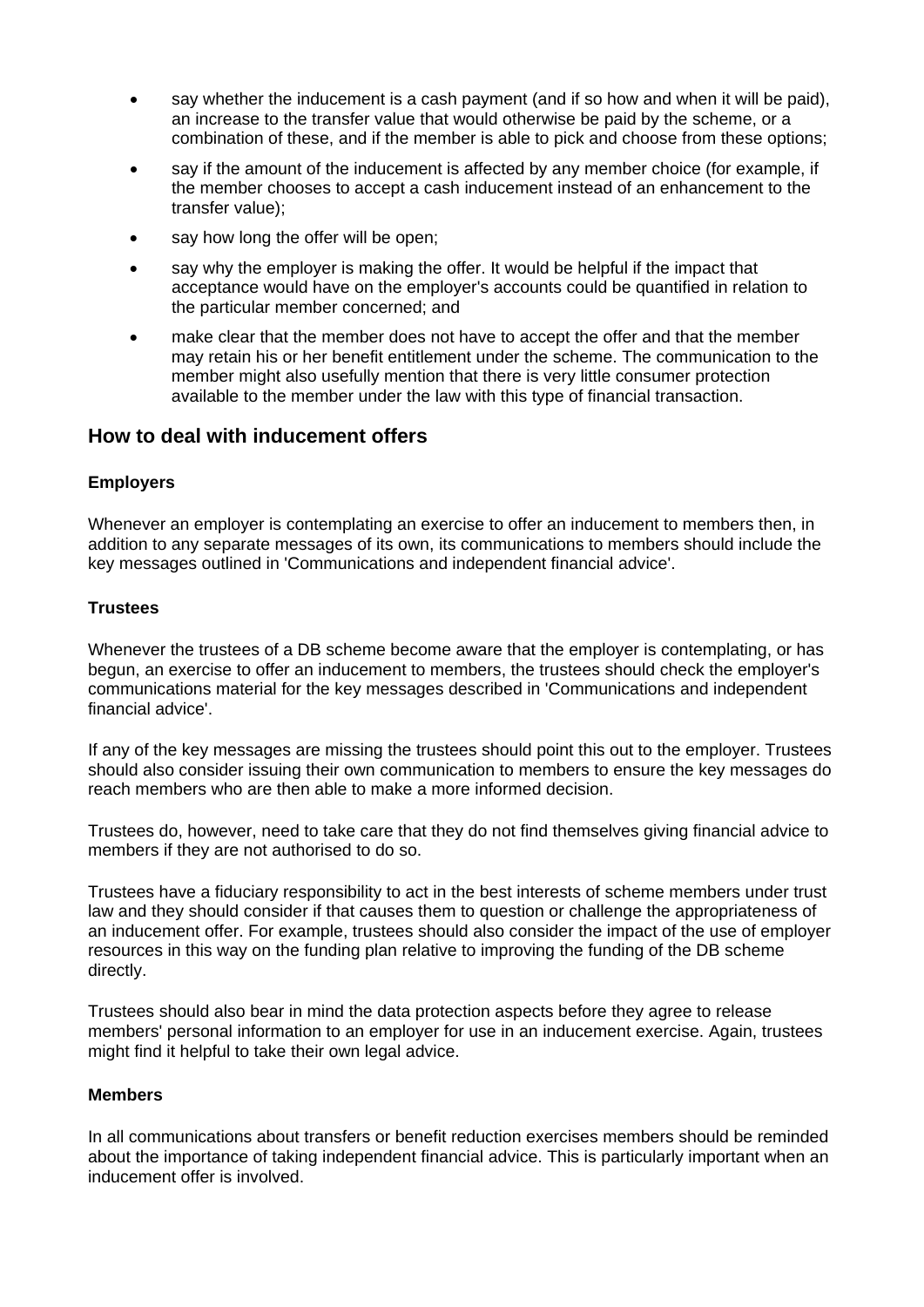- say whether the inducement is a cash payment (and if so how and when it will be paid), an increase to the transfer value that would otherwise be paid by the scheme, or a combination of these, and if the member is able to pick and choose from these options;
- say if the amount of the inducement is affected by any member choice (for example, if the member chooses to accept a cash inducement instead of an enhancement to the transfer value);
- say how long the offer will be open;
- say why the employer is making the offer. It would be helpful if the impact that acceptance would have on the employer's accounts could be quantified in relation to the particular member concerned; and
- make clear that the member does not have to accept the offer and that the member may retain his or her benefit entitlement under the scheme. The communication to the member might also usefully mention that there is very little consumer protection available to the member under the law with this type of financial transaction.

## How to deal with inducement offers

### Employers

Whenever an employer is contemplating an exercise to offer an inducement to members then, in addition to any separate messages of its own, its communications to members should include the key messages outlined in 'Communications and independent financial advice'.

### Trustees

Whenever the trustees of a DB scheme become aware that the employer is contemplating, or has begun, an exercise to offer an inducement to members, the trustees should check the employer's communications material for the key messages described in 'Communications and independent financial advice'.

If any of the key messages are missing the trustees should point this out to the employer. Trustees should also consider issuing their own communication to members to ensure the key messages do reach members who are then able to make a more informed decision.

Trustees do, however, need to take care that they do not find themselves giving financial advice to members if they are not authorised to do so.

Trustees have a fiduciary responsibility to act in the best interests of scheme members under trust law and they should consider if that causes them to question or challenge the appropriateness of an inducement offer. For example, trustees should also consider the impact of the use of employer resources in this way on the funding plan relative to improving the funding of the DB scheme directly.

Trustees should also bear in mind the data protection aspects before they agree to release members' personal information to an employer for use in an inducement exercise. Again, trustees might find it helpful to take their own legal advice.

### Members

In all communications about transfers or benefit reduction exercises members should be reminded about the importance of taking independent financial advice. This is particularly important when an inducement offer is involved.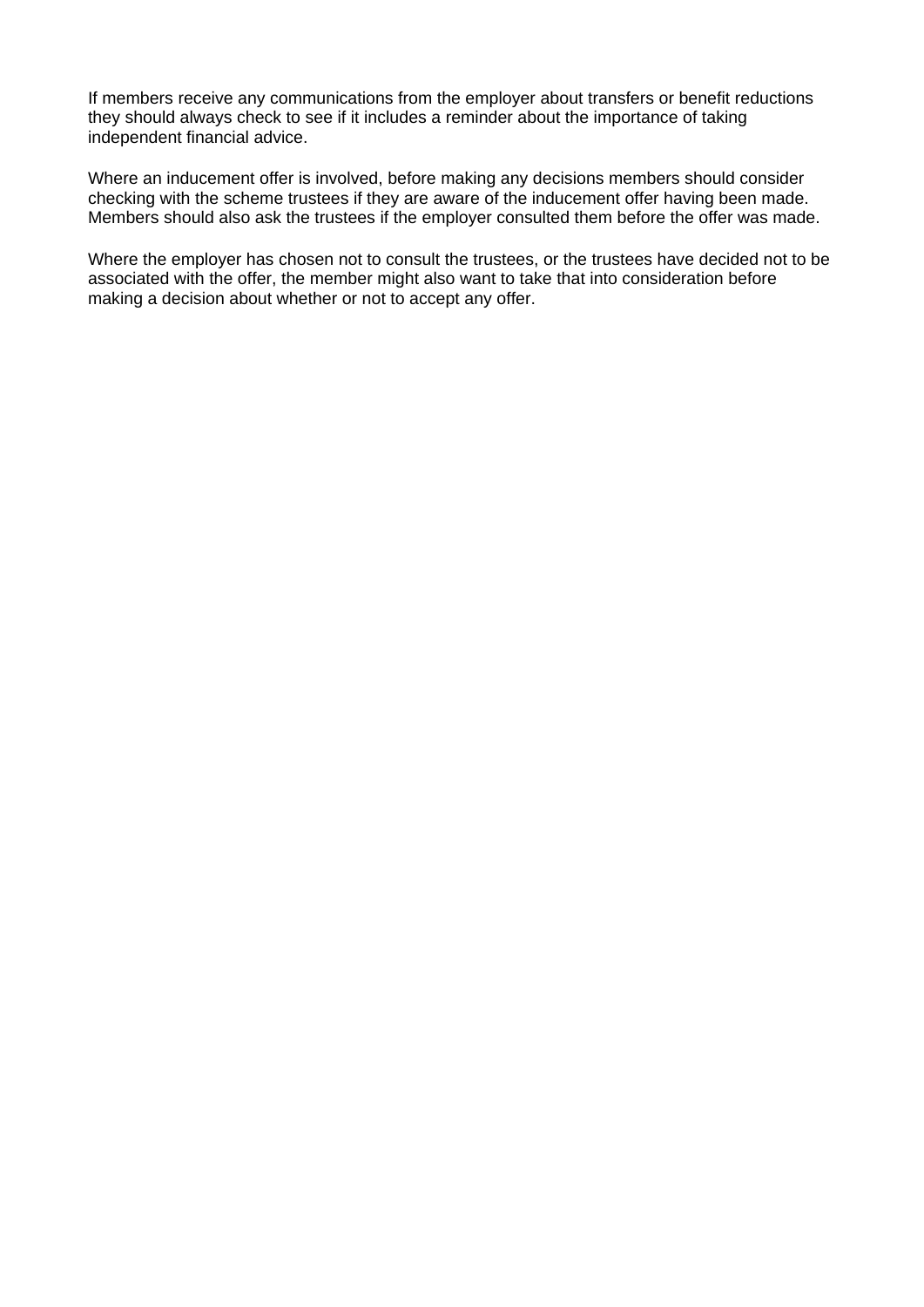If members receive any communications from the employer about transfers or benefit reductions they should always check to see if it includes a reminder about the importance of taking independent financial advice.

Where an inducement offer is involved, before making any decisions members should consider checking with the scheme trustees if they are aware of the inducement offer having been made. Members should also ask the trustees if the employer consulted them before the offer was made.

Where the employer has chosen not to consult the trustees, or the trustees have decided not to be associated with the offer, the member might also want to take that into consideration before making a decision about whether or not to accept any offer.